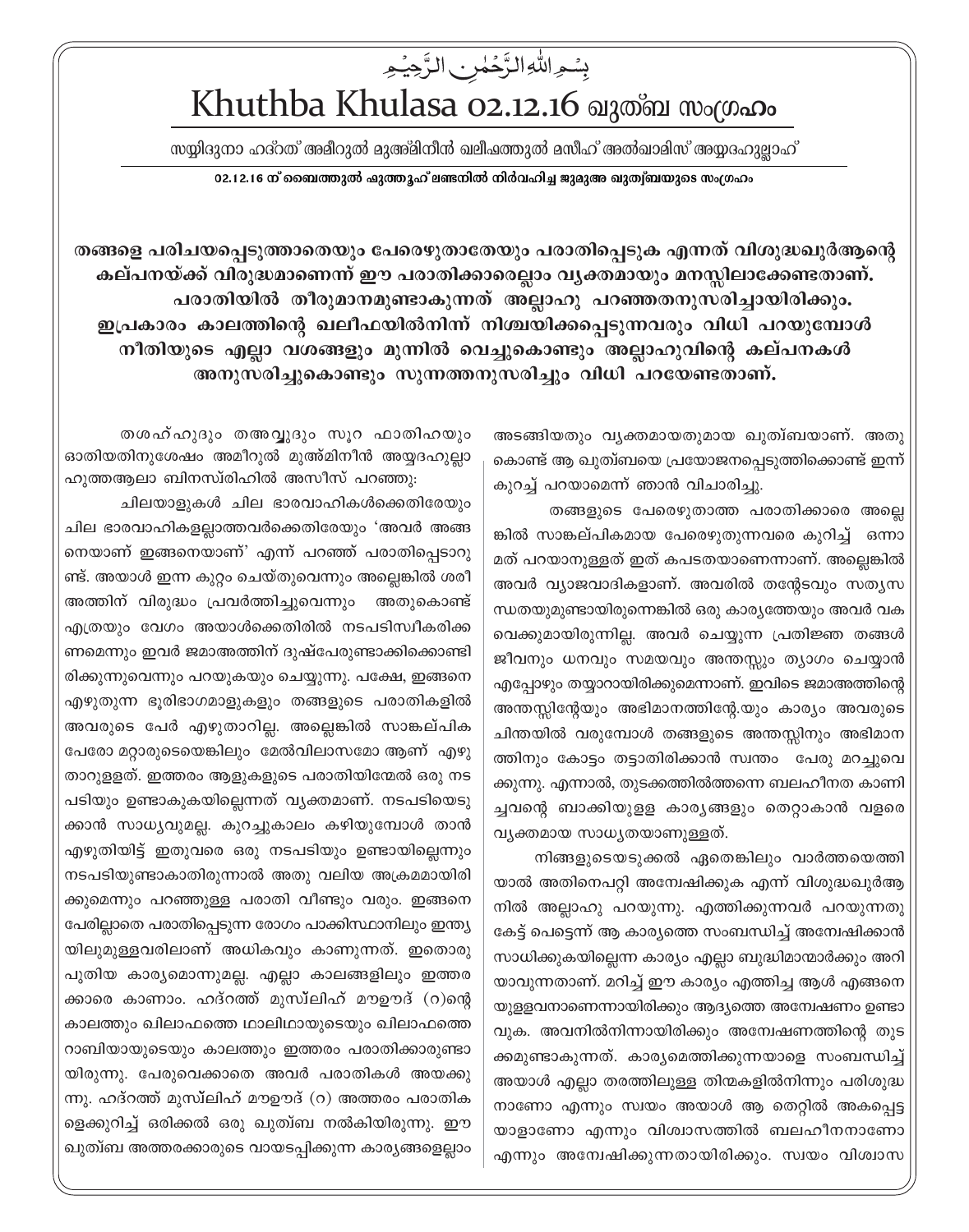بِسۡمِ اللّٰہِ الرَّحۡمٰنِ الرَّحِیۡمِ

# Khuthba Khulasa 02.12.16 ഖുത്ബ സംഗ്രഹം

സയ്യിദുനാ ഹദ്റത് അമീറുൽ മുഅ്മിനീൻ ഖലീഫത്തുൽ മസീഹ് അൽഖാമിസ് അയ്യദഹുല്ലാഹ്

**02.12.16 ന് ബൈത്തുൽ ഫുത്തൂഹ് ലണ്ടനിൽ നിർവഹിച്ച ജുമുഅ ഖുത്വ്ബയുടെ സംഗ്രഹം**

**തങ്ങളെ പരിചയപ്പെടുത്താതെയും പേരെഴുതാതേയും പരാതിപ്പെടുക എന്നത് വിശുദ്ധഖുർആന്റെ കല്പനയ്ക്ക് വിരുദ്ധമാണെന്ന് ഈ പരാതിക്കാരെല്ലാം വ്യക്തമായും മനസ്സിലാക്കേണ്ടതാണ്. പരാതിയിൽ തീരുമാനമുണ്ടാകുന്നത് അല്ലാഹു പറഞ്ഞതനുസരിച്ചായിരിക്കും. ഇപ്രകാരം കാലത്തിന്റെ ഖലീഫയിൽനിന്ന് നിശ്ചയിക്കപ്പെടുന്നവരും വിധി പറയുമ്പോൾ നീതിയുടെ എല്ലാ വശങ്ങളും മുന്നിൽ വെച്ചുകൊണ്ടും അല്ലാഹുവിന്റെ കല്പനകൾ അനുസരിച്ചുകൊണ്ടും സുന്നത്തനുസരിച്ചും വിധി പറയേണ്ടതാണ്.**

തശഹ്ഹുദും തഅവ്വുദും സൂറ ഫാതിഹയും ഓതിയതിനുശേഷം അമീറുൽ മുഅ്മിനീൻ അയ്യദഹുല്ലാഹുത്തആലാ ബിനസ്രിഹിൽ അസീസ് പറഞ്ഞു:

ചിലയാളുകൾ ചില ഭാരവാഹികൾക്കെതിരേയും ചില ഭാരവാഹികളല്ലാത്തവർക്കെതിരേയും 'അവർ അങ്ങനെയാണ് ഇങ്ങനെയാണ്' എന്ന് പറഞ്ഞ് പരാതിപ്പെടാറുണ്ട്. അയാൾ ഇന്ന കുറ്റം ചെയ്തുവെന്നും അല്ലെങ്കിൽ ശരീഅത്തിന് വിരുദ്ധം പ്രവർത്തിച്ചുവെന്നും അതുകൊണ്ട് എത്രയും വേഗം അയാൾക്കെതിരിൽ നടപടിസ്വീകരിക്കണമെന്നും ഇവർ ജമാഅത്തിന് ദുഷ്പേരുണ്ടാക്കിക്കൊണ്ടിരിക്കുന്നുവെന്നും പറയുകയും ചെയ്യുന്നു. പക്ഷേ, ഇങ്ങനെ എഴുതുന്ന ഭൂരിഭാഗമാളുകളും തങ്ങളുടെ പരാതികളിൽ അവരുടെ പേര് എഴുതാറില്ല. അല്ലെങ്കിൽ സാങ്കല്പിക പേരോ മറ്റാരുടെയെങ്കിലും മേൽവിലാസമോ ആണ് എഴുതാറുള്ളത്. ഇത്തരം ആളുകളുടെ പരാതിയിന്മേൽ ഒരു നടപടിയും ഉണ്ടാകുകയില്ലെന്നത് വ്യക്തമാണ്. നടപടിയെടുക്കാൻ സാധ്യവുമല്ല. കുറച്ചുകാലം കഴിയുമ്പോൾ താൻ എഴുതിയിട്ട് ഇതുവരെ ഒരു നടപടിയും ഉണ്ടായില്ലെന്നും നടപടിയുണ്ടാകാതിരുന്നാൽ അതു വലിയ അക്രമമായിരിക്കുമെന്നും പറഞ്ഞുള്ള പരാതി വീണ്ടും വരും. ഇങ്ങനെ പേരില്ലാതെ പരാതിപ്പെടുന്ന രോഗം പാക്കിസ്ഥാനിലും ഇന്ത്യയിലുമുള്ളവരിലാണ് അധികവും കാണുന്നത്. ഇതൊരു പുതിയ കാര്യമൊന്നുമല്ല. എല്ലാ കാലങ്ങളിലും ഇത്തരക്കാരെ കാണാം. ഹദ്റത്ത് മുസ്ലിഹ് മൗഊദ് (റ)ന്റെ കാലത്തും ഖിലാഫത്തെ ഥാലിഥായുടെയും ഖിലാഫത്തെ റാബിയായുടെയും കാലത്തും ഇത്തരം പരാതിക്കാരുണ്ടായിരുന്നു. പേരുവെക്കാതെ അവർ പരാതികൾ അയക്കുന്നു. ഹദ്റത്ത് മുസ്ലിഹ് മൗഊദ് (റ) അത്തരം പരാതികളെക്കുറിച്ച് ഒരിക്കൽ ഒരു ഖുത്ബ നൽകിയിരുന്നു. ഈ ഖുത്ബ അത്തരക്കാരുടെ വായടപ്പിക്കുന്ന കാര്യങ്ങളെല്ലാം അടങ്ങിയതും വ്യക്തമായതുമായ ഖുത്ബയാണ്. അതുകൊണ്ട് ആ ഖുത്ബയെ പ്രയോജനപ്പെടുത്തിക്കൊണ്ട് ഇന്ന് കുറച്ച് പറയാമെന്ന് ഞാൻ വിചാരിച്ചു.

തങ്ങളുടെ പേരെഴുതാത്ത പരാതിക്കാരെ അല്ലെങ്കിൽ സാങ്കല്പികമായ പേരെഴുതുന്നവരെ കുറിച്ച് ഒന്നാമത് പറയാനുള്ളത് ഇത് കപടതയാണെന്നാണ്. അല്ലെങ്കിൽ അവർ വ്യാജവാദികളാണ്. അവരിൽ തന്റേടവും സത്യസന്ധതയുമുണ്ടായിരുന്നെങ്കിൽ ഒരു കാര്യത്തേയും അവർ വകവെക്കുമായിരുന്നില്ല. അവർ ചെയ്യുന്ന പ്രതിജ്ഞ തങ്ങൾ ജീവനും ധനവും സമയവും അന്തസ്സും ത്യാഗം ചെയ്യാൻ എപ്പോഴും തയ്യാറായിരിക്കുമെന്നാണ്. ഇവിടെ ജമാഅത്തിന്റെ അന്തസ്സിന്റേയും അഭിമാനത്തിന്റേ.യും കാര്യം അവരുടെ ചിന്തയിൽ വരുമ്പോൾ തങ്ങളുടെ അന്തസ്സിനും അഭിമാനത്തിനും കോട്ടം തട്ടാതിരിക്കാൻ സ്വന്തം പേരു മറച്ചുവെക്കുന്നു. എന്നാൽ, തുടക്കത്തിൽത്തന്നെ ബലഹീനത കാണിച്ചവന്റെ ബാക്കിയുള്ള കാര്യങ്ങളും തെറ്റാകാൻ വളരെ വ്യക്തമായ സാധ്യതയാണുള്ളത്.

നിങ്ങളുടെയടുക്കൽ ഏതെങ്കിലും വാർത്തയെത്തിയാൽ അതിനെപറ്റി അന്വേഷിക്കുക എന്ന് വിശുദ്ധഖുർആനിൽ അല്ലാഹു പറയുന്നു. എത്തിക്കുന്നവർ പറയുന്നതു കേട്ട് പെട്ടെന്ന് ആ കാര്യത്തെ സംബന്ധിച്ച് അന്വേഷിക്കാൻ സാധിക്കുകയില്ലെന്ന കാര്യം എല്ലാ ബുദ്ധിമാന്മാർക്കും അറിയാവുന്നതാണ്. മറിച്ച് ഈ കാര്യം എത്തിച്ച ആൾ എങ്ങനെയുള്ളവനാണെന്നായിരിക്കും ആദ്യത്തെ അന്വേഷണം ഉണ്ടാവുക. അവനിൽനിന്നായിരിക്കും അന്വേഷണത്തിന്റെ തുടക്കമുണ്ടാകുന്നത്. കാര്യമെത്തിക്കുന്നയാളെ സംബന്ധിച്ച് അയാൾ എല്ലാ തരത്തിലുള്ള തിന്മകളിൽനിന്നും പരിശുദ്ധനാണോ എന്നും സ്വയം അയാൾ ആ തെറ്റിൽ അകപ്പെട്ടയാളാണോ എന്നും വിശ്വാസത്തിൽ ബലഹീനനാണോ എന്നും അന്വേഷിക്കുന്നതായിരിക്കും. സ്വയം വിശ്വാസ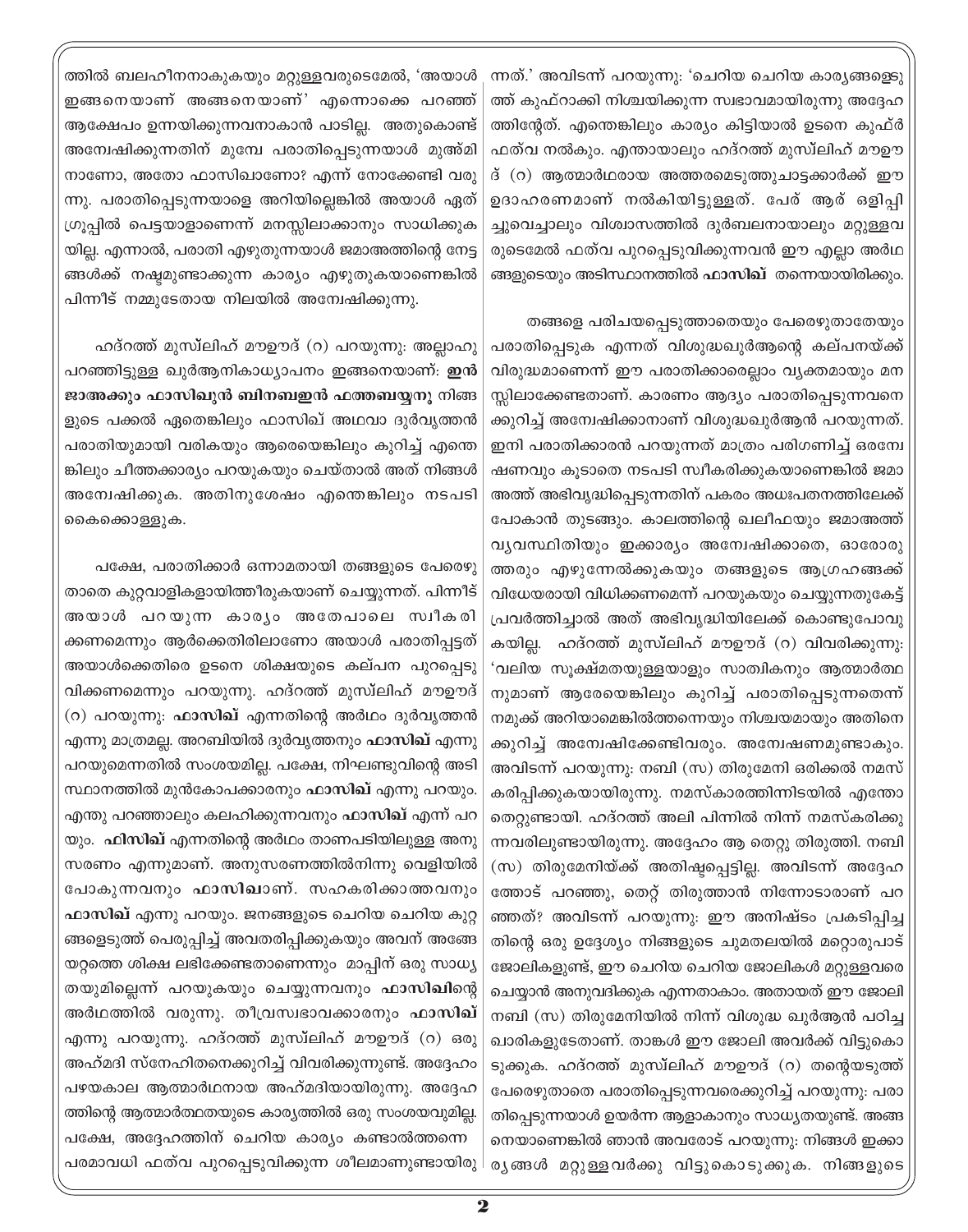ത്തിൽ ബലഹീനനാകുകയും മറ്റുള്ളവരുടെമേൽ, 'അയാൾ ഇങ്ങനെയാണ് അങ്ങനെയാണ്' എന്നൊക്കെ പറഞ്ഞ് ആക്ഷേപം ഉന്നയിക്കുന്നവനാകാൻ പാടില്ല. അതുകൊണ്ട് അന്വേഷിക്കുന്നതിന് മുമ്പേ പരാതിപ്പെടുന്നയാൾ മുഅ്മിനാണോ, അതോ ഫാസിഖാണോ? എന്ന് നോക്കേണ്ടി വരുന്നു. പരാതിപ്പെടുന്നയാളെ അറിയില്ലെങ്കിൽ അയാൾ ഏത് ഗ്രൂപ്പിൽ പെട്ടയാളാണെന്ന് മനസ്സിലാക്കാനും സാധിക്കുകയില്ല. എന്നാൽ, പരാതി എഴുതുന്നയാൾ ജമാഅത്തിന്റെ നേട്ടങ്ങൾക്ക് നഷ്ടമുണ്ടാക്കുന്ന കാര്യം എഴുതുകയാണെങ്കിൽ പിന്നീട് നമ്മുടേതായ നിലയിൽ അന്വേഷിക്കുന്നു.

ഹദ്റത്ത് മുസ്‌ലിഹ് മൗഊദ് (റ) പറയുന്നു: അല്ലാഹു പറഞ്ഞിട്ടുള്ള ഖുർആനികാധ്യാപനം ഇങ്ങനെയാണ്: **ഇൻ ജാഅക്കും ഫാസിഖുൻ ബിനബഇൻ ഫത്തബയ്യനൂ** നിങ്ങളുടെ പക്കൽ ഏതെങ്കിലും ഫാസിഖ് അഥവാ ദുർവൃത്തൻ പരാതിയുമായി വരികയും ആരെയെങ്കിലും കുറിച്ച് എന്തെങ്കിലും ചീത്തക്കാര്യം പറയുകയും ചെയ്താൽ അത് നിങ്ങൾ അന്വേഷിക്കുക. അതിനുശേഷം എന്തെങ്കിലും നടപടി കൈക്കൊള്ളുക.

പക്ഷേ, പരാതിക്കാർ ഒന്നാമതായി തങ്ങളുടെ പേരെഴുതാതെ കുറ്റവാളികളായിത്തീരുകയാണ് ചെയ്യുന്നത്. പിന്നീട് അയാൾ പറയുന്ന കാര്യം അതേപാലെ സ്വീകരിക്കണമെന്നും ആർക്കെതിരിലാണോ അയാൾ പരാതിപ്പെട്ടത് അയാൾക്കെതിരെ ഉടനെ ശിക്ഷയുടെ കല്പന പുറപ്പെടുവിക്കണമെന്നും പറയുന്നു. ഹദ്റത്ത് മുസ്‌ലിഹ് മൗഊദ് (റ) പറയുന്നു: **ഫാസിഖ്** എന്നതിന്റെ അർഥം ദുർവൃത്തൻ എന്നു മാത്രമല്ല. അറബിയിൽ ദുർവൃത്തനും **ഫാസിഖ്** എന്നു പറയുമെന്നതിൽ സംശയമില്ല. പക്ഷേ, നിഘണ്ടുവിന്റെ അടിസ്ഥാനത്തിൽ മുൻകോപക്കാരനും **ഫാസിഖ്** എന്നു പറയും. എന്തു പറഞ്ഞാലും കലഹിക്കുന്നവനും **ഫാസിഖ്** എന്ന് പറയും. **ഫിസ്ഖ്** എന്നതിന്റെ അർഥം താണപടിയിലുള്ള അനുസരണം എന്നുമാണ്. അനുസരണത്തിൽനിന്നു വെളിയിൽ പോകുന്നവനും **ഫാസിഖാ**ണ്. സഹകരിക്കാത്തവനും **ഫാസിഖ്** എന്നു പറയും. ജനങ്ങളുടെ ചെറിയ ചെറിയ കുറ്റങ്ങളെടുത്ത് പെരുപ്പിച്ച് അവതരിപ്പിക്കുകയും അവന് അങ്ങേയറ്റത്തെ ശിക്ഷ ലഭിക്കേണ്ടതാണെന്നും മാപ്പിന് ഒരു സാധ്യതയുമില്ലെന്ന് പറയുകയും ചെയ്യുന്നവനും **ഫാസിഖി**ന്റെ അർഥത്തിൽ വരുന്നു. തീവ്രസ്വഭാവക്കാരനും **ഫാസിഖ്** എന്നു പറയുന്നു. ഹദ്റത്ത് മുസ്‌ലിഹ് മൗഊദ് (റ) ഒരു അഹ്മദി സ്നേഹിതനെക്കുറിച്ച് വിവരിക്കുന്നുണ്ട്. അദ്ദേഹം പഴയകാല ആത്മാർഥനായ അഹ്മദിയായിരുന്നു. അദ്ദേഹത്തിന്റെ ആത്മാർത്ഥതയുടെ കാര്യത്തിൽ ഒരു സംശയവുമില്ല. പക്ഷേ, അദ്ദേഹത്തിന് ചെറിയ കാര്യം കണ്ടാൽത്തന്നെ പരമാവധി ഫത്‌വ പുറപ്പെടുവിക്കുന്ന ശീലമാണുണ്ടായിരുന്നത്.' അവിടന്ന് പറയുന്നു: 'ചെറിയ ചെറിയ കാര്യങ്ങളെടുത്ത് കുഫ്റാക്കി നിശ്ചയിക്കുന്ന സ്വഭാവമായിരുന്നു അദ്ദേഹത്തിന്റേത്. എന്തെങ്കിലും കാര്യം കിട്ടിയാൽ ഉടനെ കുഫ്ർ ഫത്‌വ നൽകും. എന്തായാലും ഹദ്റത്ത് മുസ്‌ലിഹ് മൗഊദ് (റ) ആത്മാർഥരായ അത്തരമെടുത്തുചാട്ടക്കാർക്ക് ഈ ഉദാഹരണമാണ് നൽകിയിട്ടുള്ളത്. പേര് ആര് ഒളിപ്പിച്ചുവെച്ചാലും വിശ്വാസത്തിൽ ദുർബലനായാലും മറ്റുള്ളവരുടെമേൽ ഫത്‌വ പുറപ്പെടുവിക്കുന്നവൻ ഈ എല്ലാ അർഥങ്ങളുടെയും അടിസ്ഥാനത്തിൽ **ഫാസിഖ്** തന്നെയായിരിക്കും.

തങ്ങളെ പരിചയപ്പെടുത്താതെയും പേരെഴുതാതേയും പരാതിപ്പെടുക എന്നത് വിശുദ്ധഖുർആന്റെ കല്പനയ്ക്ക് വിരുദ്ധമാണെന്ന് ഈ പരാതിക്കാരെല്ലാം വ്യക്തമായും മനസ്സിലാക്കേണ്ടതാണ്. കാരണം ആദ്യം പരാതിപ്പെടുന്നവനെക്കുറിച്ച് അന്വേഷിക്കാനാണ് വിശുദ്ധഖുർആൻ പറയുന്നത്. ഇനി പരാതിക്കാരൻ പറയുന്നത് മാത്രം പരിഗണിച്ച് ഒരന്വേഷണവും കൂടാതെ നടപടി സ്വീകരിക്കുകയാണെങ്കിൽ ജമാഅത്ത് അഭിവൃദ്ധിപ്പെടുന്നതിന് പകരം അധഃപതനത്തിലേക്ക് പോകാൻ തുടങ്ങും. കാലത്തിന്റെ ഖലീഫയും ജമാഅത്ത് വ്യവസ്ഥിതിയും ഇക്കാര്യം അന്വേഷിക്കാതെ, ഓരോരുത്തരും എഴുന്നേൽക്കുകയും തങ്ങളുടെ ആഗ്രഹങ്ങക്ക് വിധേയരായി വിധിക്കണമെന്ന് പറയുകയും ചെയ്യുന്നതുകേട്ട് പ്രവർത്തിച്ചാൽ അത് അഭിവൃദ്ധിയിലേക്ക് കൊണ്ടുപോവുകയില്ല. ഹദ്റത്ത് മുസ്‌ലിഹ് മൗഊദ് (റ) വിവരിക്കുന്നു: 'വലിയ സൂക്ഷ്മതയുള്ളയാളും സാത്വികനും ആത്മാർത്ഥനുമാണ് ആരേയെങ്കിലും കുറിച്ച് പരാതിപ്പെടുന്നതെന്ന് നമുക്ക് അറിയാമെങ്കിൽത്തന്നെയും നിശ്ചയമായും അതിനെക്കുറിച്ച് അന്വേഷിക്കേണ്ടിവരും. അന്വേഷണമുണ്ടാകും. അവിടന്ന് പറയുന്നു: നബി (സ) തിരുമേനി ഒരിക്കൽ നമസ്കരിപ്പിക്കുകയായിരുന്നു. നമസ്കാരത്തിന്നിടയിൽ എന്തോ തെറ്റുണ്ടായി. ഹദ്റത്ത് അലി പിന്നിൽ നിന്ന് നമസ്കരിക്കുന്നവരിലുണ്ടായിരുന്നു. അദ്ദേഹം ആ തെറ്റു തിരുത്തി. നബി (സ) തിരുമേനിയ്ക്ക് അതിഷ്ടപ്പെട്ടില്ല. അവിടന്ന് അദ്ദേഹത്തോട് പറഞ്ഞു, തെറ്റ് തിരുത്താൻ നിന്നോടാരാണ് പറഞ്ഞത്? അവിടന്ന് പറയുന്നു: ഈ അനിഷ്ടം പ്രകടിപ്പിച്ചതിന്റെ ഒരു ഉദ്ദേശ്യം നിങ്ങളുടെ ചുമതലയിൽ മറ്റൊരുപാട് ജോലികളുണ്ട്, ഈ ചെറിയ ചെറിയ ജോലികൾ മറ്റുള്ളവരെ ചെയ്യാൻ അനുവദിക്കുക എന്നതാകാം. അതായത് ഈ ജോലി നബി (സ) തിരുമേനിയിൽ നിന്ന് വിശുദ്ധ ഖുർആൻ പഠിച്ച ഖാരികളുടേതാണ്. താങ്കൾ ഈ ജോലി അവർക്ക് വിട്ടുകൊടുക്കുക. ഹദ്റത്ത് മുസ്‌ലിഹ് മൗഊദ് (റ) തന്റെയടുത്ത് പേരെഴുതാതെ പരാതിപ്പെടുന്നവരെക്കുറിച്ച് പറയുന്നു: പരാതിപ്പെടുന്നയാൾ ഉയർന്ന ആളാകാനും സാധ്യതയുണ്ട്. അങ്ങനെയാണെങ്കിൽ ഞാൻ അവരോട് പറയുന്നു: നിങ്ങൾ ഇക്കാര്യങ്ങൾ മറ്റുള്ളവർക്കു വിട്ടുകൊടുക്കുക. നിങ്ങളുടെ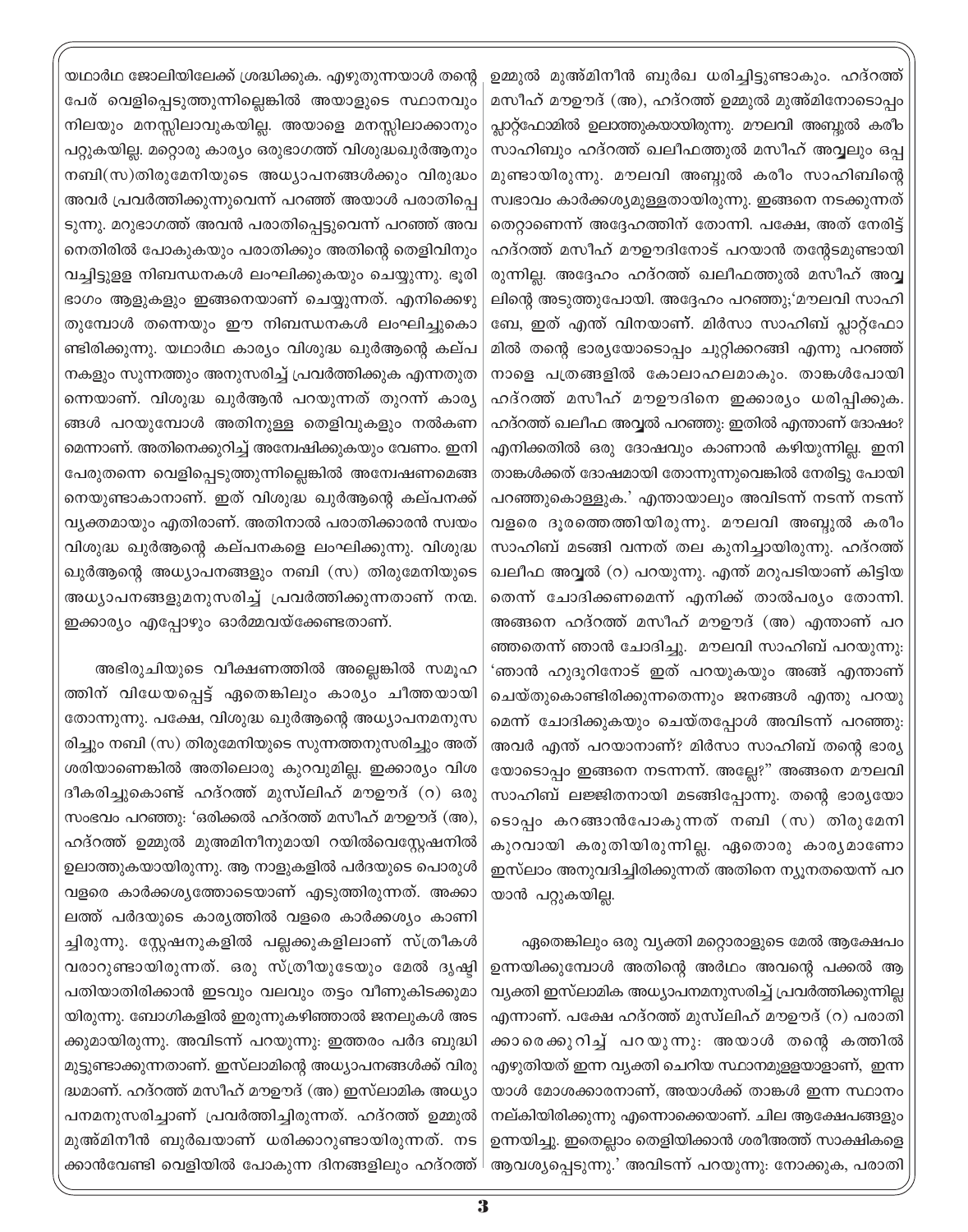യഥാർഥ ജോലിയിലേക്ക് ശ്രദ്ധിക്കുക. എഴുതുന്നയാൾ തന്റെ പേര് വെളിപ്പെടുത്തുന്നില്ലെങ്കിൽ അയാളുടെ സ്ഥാനവും നിലയും മനസ്സിലാവുകയില്ല. അയാളെ മനസ്സിലാക്കാനും പറ്റുകയില്ല. മറ്റൊരു കാര്യം ഒരുഭാഗത്ത് വിശുദ്ധഖുർആനും നബി(സ)തിരുമേനിയുടെ അധ്യാപനങ്ങൾക്കും വിരുദ്ധം അവർ പ്രവർത്തിക്കുന്നുവെന്ന് പറഞ്ഞ് അയാൾ പരാതിപ്പെടുന്നു. മറുഭാഗത്ത് അവൻ പരാതിപ്പെട്ടുവെന്ന് പറഞ്ഞ് അവനെതിരിൽ പോകുകയും പരാതിക്കും അതിന്റെ തെളിവിനും വച്ചിട്ടുള്ള നിബന്ധനകൾ ലംഘിക്കുകയും ചെയ്യുന്നു. ഭൂരിഭാഗം ആളുകളും ഇങ്ങനെയാണ് ചെയ്യുന്നത്. എനിക്കെഴുതുമ്പോൾ തന്നെയും ഈ നിബന്ധനകൾ ലംഘിച്ചുകൊണ്ടിരിക്കുന്നു. യഥാർഥ കാര്യം വിശുദ്ധ ഖുർആന്റെ കല്പനകളും സുന്നത്തും അനുസരിച്ച് പ്രവർത്തിക്കുക എന്നതുതന്നെയാണ്. വിശുദ്ധ ഖുർആൻ പറയുന്നത് തുറന്ന് കാര്യങ്ങൾ പറയുമ്പോൾ അതിനുള്ള തെളിവുകളും നൽകണമെന്നാണ്. അതിനെക്കുറിച്ച് അന്വേഷിക്കുകയും വേണം. ഇനി പേരുതന്നെ വെളിപ്പെടുത്തുന്നില്ലെങ്കിൽ അന്വേഷണമെങ്ങനെയുണ്ടാകാനാണ്. ഇത് വിശുദ്ധ ഖുർആന്റെ കല്പനക്ക് വ്യക്തമായും എതിരാണ്. അതിനാൽ പരാതിക്കാരൻ സ്വയം വിശുദ്ധ ഖുർആന്റെ കല്പനകളെ ലംഘിക്കുന്നു. വിശുദ്ധ ഖുർആന്റെ അധ്യാപനങ്ങളും നബി (സ) തിരുമേനിയുടെ അധ്യാപനങ്ങളുമനുസരിച്ച് പ്രവർത്തിക്കുന്നതാണ് നന്മ. ഇക്കാര്യം എപ്പോഴും ഓർമ്മവയ്ക്കേണ്ടതാണ്.

അഭിരുചിയുടെ വീക്ഷണത്തിൽ അല്ലെങ്കിൽ സമൂഹത്തിന് വിധേയപ്പെട്ട് ഏതെങ്കിലും കാര്യം ചീത്തയായി തോന്നുന്നു. പക്ഷേ, വിശുദ്ധ ഖുർആന്റെ അധ്യാപനമനുസരിച്ചും നബി (സ) തിരുമേനിയുടെ സുന്നത്തനുസരിച്ചും അത് ശരിയാണെങ്കിൽ അതിലൊരു കുറവുമില്ല. ഇക്കാര്യം വിശദീകരിച്ചുകൊണ്ട് ഹദ്റത്ത് മുസ്‌ലിഹ് മൗഊദ് (റ) ഒരു സംഭവം പറഞ്ഞു: 'ഒരിക്കൽ ഹദ്റത്ത് മസീഹ് മൗഊദ് (അ), ഹദ്റത്ത് ഉമ്മുൽ മുഅമിനീനുമായി റയിൽവെസ്റ്റേഷനിൽ ഉലാത്തുകയായിരുന്നു. ആ നാളുകളിൽ പർദയുടെ പൊരുൾ വളരെ കാർക്കശ്യത്തോടെയാണ് എടുത്തിരുന്നത്. അക്കാലത്ത് പർദയുടെ കാര്യത്തിൽ വളരെ കാർക്കശ്യം കാണിച്ചിരുന്നു. സ്റ്റേഷനുകളിൽ പല്ലക്കുകളിലാണ് സ്ത്രീകൾ വരാറുണ്ടായിരുന്നത്. ഒരു സ്ത്രീയുടേയും മേൽ ദൃഷ്ടി പതിയാതിരിക്കാൻ ഇടവും വലവും തട്ടം വീണുകിടക്കുമായിരുന്നു. ബോഗികളിൽ ഇരുന്നുകഴിഞ്ഞാൽ ജനലുകൾ അടക്കുമായിരുന്നു. അവിടന്ന് പറയുന്നു: ഇത്തരം പർദ ബുദ്ധിമുട്ടുണ്ടാക്കുന്നതാണ്. ഇസ്‌ലാമിന്റെ അധ്യാപനങ്ങൾക്ക് വിരുദ്ധമാണ്. ഹദ്റത്ത് മസീഹ് മൗഊദ് (അ) ഇസ്‌ലാമിക അധ്യാപനമനുസരിച്ചാണ് പ്രവർത്തിച്ചിരുന്നത്. ഹദ്റത്ത് ഉമ്മുൽ മുഅ്മിനീൻ ബുർഖയാണ് ധരിക്കാറുണ്ടായിരുന്നത്. നടക്കാൻവേണ്ടി വെളിയിൽ പോകുന്ന ദിനങ്ങളിലും ഹദ്റത്ത് ഉമ്മുൽ മുഅ്മിനീൻ ബുർഖ ധരിച്ചിട്ടുണ്ടാകും. ഹദ്റത്ത് മസീഹ് മൗഊദ് (അ), ഹദ്റത്ത് ഉമ്മുൽ മുഅ്മിനോടൊപ്പം പ്ലാറ്റ്ഫോമിൽ ഉലാത്തുകയായിരുന്നു. മൗലവി അബ്ദുൽ കരീം സാഹിബും ഹദ്റത്ത് ഖലീഫത്തുൽ മസീഹ് അവ്വലും ഒപ്പമുണ്ടായിരുന്നു. മൗലവി അബ്ദുൽ കരീം സാഹിബിന്റെ സ്വഭാവം കാർക്കശ്യമുള്ളതായിരുന്നു. ഇങ്ങനെ നടക്കുന്നത് തെറ്റാണെന്ന് അദ്ദേഹത്തിന് തോന്നി. പക്ഷേ, അത് നേരിട്ട് ഹദ്റത്ത് മസീഹ് മൗഊദിനോട് പറയാൻ തന്റേടമുണ്ടായിരുന്നില്ല. അദ്ദേഹം ഹദ്റത്ത് ഖലീഫത്തുൽ മസീഹ് അവ്വലിന്റെ അടുത്തുപോയി. അദ്ദേഹം പറഞ്ഞു;'മൗലവി സാഹിബേ, ഇത് എന്ത് വിനയാണ്. മിർസാ സാഹിബ് പ്ലാറ്റ്ഫോമിൽ തന്റെ ഭാര്യയോടൊപ്പം ചുറ്റിക്കറങ്ങി എന്നു പറഞ്ഞ് നാളെ പത്രങ്ങളിൽ കോലാഹലമാകും. താങ്കൾപോയി ഹദ്റത്ത് മസീഹ് മൗഊദിനെ ഇക്കാര്യം ധരിപ്പിക്കുക. ഹദ്റത്ത് ഖലീഫ അവ്വൽ പറഞ്ഞു: ഇതിൽ എന്താണ് ദോഷം? എനിക്കതിൽ ഒരു ദോഷവും കാണാൻ കഴിയുന്നില്ല. ഇനി താങ്കൾക്കത് ദോഷമായി തോന്നുന്നുവെങ്കിൽ നേരിട്ടു പോയി പറഞ്ഞുകൊള്ളുക.' എന്തായാലും അവിടന്ന് നടന്ന് നടന്ന് വളരെ ദൂരത്തെത്തിയിരുന്നു. മൗലവി അബ്ദുൽ കരീം സാഹിബ് മടങ്ങി വന്നത് തല കുനിച്ചായിരുന്നു. ഹദ്റത്ത് ഖലീഫ അവ്വൽ (റ) പറയുന്നു. എന്ത് മറുപടിയാണ് കിട്ടിയതെന്ന് ചോദിക്കണമെന്ന് എനിക്ക് താൽപര്യം തോന്നി. അങ്ങനെ ഹദ്റത്ത് മസീഹ് മൗഊദ് (അ) എന്താണ് പറഞ്ഞതെന്ന് ഞാൻ ചോദിച്ചു. മൗലവി സാഹിബ് പറയുന്നു: 'ഞാൻ ഹുദൂറിനോട് ഇത് പറയുകയും അങ്ങ് എന്താണ് ചെയ്തുകൊണ്ടിരിക്കുന്നതെന്നും ജനങ്ങൾ എന്തു പറയുമെന്ന് ചോദിക്കുകയും ചെയ്തപ്പോൾ അവിടന്ന് പറഞ്ഞു: അവർ എന്ത് പറയാനാണ്? മിർസാ സാഹിബ് തന്റെ ഭാര്യയോടൊപ്പം ഇങ്ങനെ നടന്നന്ന്. അല്ലേ?" അങ്ങനെ മൗലവി സാഹിബ് ലജ്ജിതനായി മടങ്ങിപ്പോന്നു. തന്റെ ഭാര്യയോടൊപ്പം കറങ്ങാൻപോകുന്നത് നബി (സ) തിരുമേനി കുറവായി കരുതിയിരുന്നില്ല. ഏതൊരു കാര്യമാണോ ഇസ്‌ലാം അനുവദിച്ചിരിക്കുന്നത് അതിനെ ന്യൂനതയെന്ന് പറയാൻ പറ്റുകയില്ല.

ഏതെങ്കിലും ഒരു വ്യക്തി മറ്റൊരാളുടെ മേൽ ആക്ഷേപം ഉന്നയിക്കുമ്പോൾ അതിന്റെ അർഥം അവന്റെ പക്കൽ ആ വ്യക്തി ഇസ്‌ലാമിക അധ്യാപനമനുസരിച്ച് പ്രവർത്തിക്കുന്നില്ല എന്നാണ്. പക്ഷേ ഹദ്റത്ത് മുസ്‌ലിഹ് മൗഊദ് (റ) പരാതിക്കാരെക്കുറിച്ച് പറയുന്നു: അയാൾ തന്റെ കത്തിൽ എഴുതിയത് ഇന്ന വ്യക്തി ചെറിയ സ്ഥാനമുള്ളയാളാണ്, ഇന്നയാൾ മോശക്കാരനാണ്, അയാൾക്ക് താങ്കൾ ഇന്ന സ്ഥാനം നല്കിയിരിക്കുന്നു എന്നൊക്കെയാണ്. ചില ആക്ഷേപങ്ങളും ഉന്നയിച്ചു. ഇതെല്ലാം തെളിയിക്കാൻ ശരീഅത്ത് സാക്ഷികളെ ആവശ്യപ്പെടുന്നു.' അവിടന്ന് പറയുന്നു: നോക്കുക, പരാതി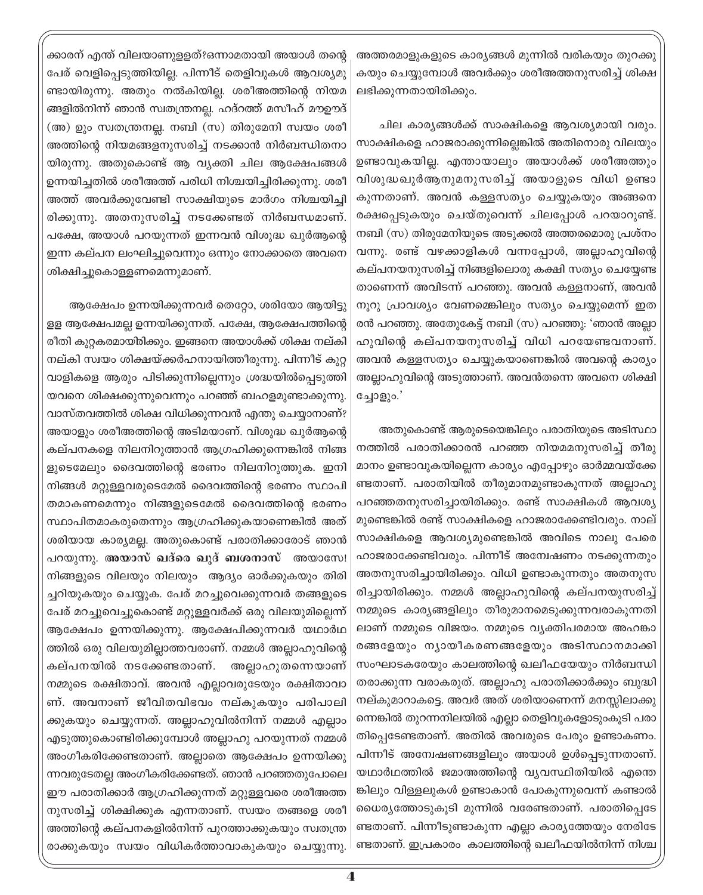ക്കാരന് എന്ത് വിലയാണുള്ളത്?ഒന്നാമതായി അയാൾ തന്റെ പേര് വെളിപ്പെടുത്തിയില്ല. പിന്നീട് തെളിവുകൾ ആവശ്യമുണ്ടായിരുന്നു. അതും നൽകിയില്ല. ശരീഅത്തിന്റെ നിയമങ്ങളിൽനിന്ന് ഞാൻ സ്വതന്ത്രനല്ല. ഹദ്റത്ത് മസീഹ് മൗഊദ് (അ) ഉം സ്വതന്ത്രനല്ല. നബി (സ) തിരുമേനി സ്വയം ശരീഅത്തിന്റെ നിയമങ്ങളനുസരിച്ച് നടക്കാൻ നിർബന്ധിതനായിരുന്നു. അതുകൊണ്ട് ആ വ്യക്തി ചില ആക്ഷേപങ്ങൾ ഉന്നയിച്ചതിൽ ശരീഅത്ത് പരിധി നിശ്ചയിച്ചിരിക്കുന്നു. ശരീഅത്ത് അവർക്കുവേണ്ടി സാക്ഷിയുടെ മാർഗം നിശ്ചയിച്ചിരിക്കുന്നു. അതനുസരിച്ച് നടക്കേണ്ടത് നിർബന്ധമാണ്. പക്ഷേ, അയാൾ പറയുന്നത് ഇന്നവൻ വിശുദ്ധ ഖുർആന്റെ ഇന്ന കല്പന ലംഘിച്ചുവെന്നും ഒന്നും നോക്കാതെ അവനെ ശിക്ഷിച്ചുകൊള്ളണമെന്നുമാണ്.

ആക്ഷേപം ഉന്നയിക്കുന്നവർ തെറ്റോ, ശരിയോ ആയിട്ടുള്ള ആക്ഷേപമല്ല ഉന്നയിക്കുന്നത്. പക്ഷേ, ആക്ഷേപത്തിന്റെ രീതി കുറ്റകരമായിരിക്കും. ഇങ്ങനെ അയാൾക്ക് ശിക്ഷ നല്കി നല്കി സ്വയം ശിക്ഷയ്ക്കർഹനായിത്തീരുന്നു. പിന്നീട് കുറ്റവാളികളെ ആരും പിടിക്കുന്നില്ലെന്നും ശ്രദ്ധയിൽപ്പെടുത്തിയവനെ ശിക്ഷക്കുന്നുവെന്നും പറഞ്ഞ് ബഹളമുണ്ടാക്കുന്നു. വാസ്തവത്തിൽ ശിക്ഷ വിധിക്കുന്നവൻ എന്തു ചെയ്യാനാണ്? അയാളും ശരീഅത്തിന്റെ അടിമയാണ്. വിശുദ്ധ ഖുർആന്റെ കല്പനകളെ നിലനിറുത്താൻ ആഗ്രഹിക്കുന്നെങ്കിൽ നിങ്ങളുടെമേലും ദൈവത്തിന്റെ ഭരണം നിലനിറുത്തുക. ഇനി നിങ്ങൾ മറ്റുള്ളവരുടെമേൽ ദൈവത്തിന്റെ ഭരണം സ്ഥാപിതമാകണമെന്നും നിങ്ങളുടെമേൽ ദൈവത്തിന്റെ ഭരണം സ്ഥാപിതമാകരുതെന്നും ആഗ്രഹിക്കുകയാണെങ്കിൽ അത് ശരിയായ കാര്യമല്ല. അതുകൊണ്ട് പരാതിക്കാരോട് ഞാൻ പറയുന്നു. **അയാസ് ഖദ്‌രെ ഖുദ് ബശനാസ്** അയാസേ! നിങ്ങളുടെ വിലയും നിലയും ആദ്യം ഓർക്കുകയും തിരിച്ചറിയുകയും ചെയ്യുക. പേര് മറച്ചുവെക്കുന്നവർ തങ്ങളുടെ പേര് മറച്ചുവെച്ചുകൊണ്ട് മറ്റുള്ളവർക്ക് ഒരു വിലയുമില്ലെന്ന് ആക്ഷേപം ഉന്നയിക്കുന്നു. ആക്ഷേപിക്കുന്നവർ യഥാർഥത്തിൽ ഒരു വിലയുമില്ലാത്തവരാണ്. നമ്മൾ അല്ലാഹുവിന്റെ കല്പനയിൽ നടക്കേണ്ടതാണ്. അല്ലാഹുതന്നെയാണ് നമ്മുടെ രക്ഷിതാവ്. അവൻ എല്ലാവരുടേയും രക്ഷിതാവാണ്. അവനാണ് ജീവിതവിഭവം നല്കുകയും പരിപാലിക്കുകയും ചെയ്യുന്നത്. അല്ലാഹുവിൽനിന്ന് നമ്മൾ എല്ലാം എടുത്തുകൊണ്ടിരിക്കുമ്പോൾ അല്ലാഹു പറയുന്നത് നമ്മൾ അംഗീകരിക്കേണ്ടതാണ്. അല്ലാതെ ആക്ഷേപം ഉന്നയിക്കുന്നവരുടേതല്ല അംഗീകരിക്കേണ്ടത്. ഞാൻ പറഞ്ഞതുപോലെ ഈ പരാതിക്കാർ ആഗ്രഹിക്കുന്നത് മറ്റുള്ളവരെ ശരീഅത്തനുസരിച്ച് ശിക്ഷിക്കുക എന്നതാണ്. സ്വയം തങ്ങളെ ശരീഅത്തിന്റെ കല്പനകളിൽനിന്ന് പുറത്താക്കുകയും സ്വതന്ത്രരാക്കുകയും സ്വയം വിധികർത്താവാകുകയും ചെയ്യുന്നു. അത്തരമാളുകളുടെ കാര്യങ്ങൾ മുന്നിൽ വരികയും തുറക്കുകയും ചെയ്യുമ്പോൾ അവർക്കും ശരീഅത്തനുസരിച്ച് ശിക്ഷ ലഭിക്കുന്നതായിരിക്കും.

ചില കാര്യങ്ങൾക്ക് സാക്ഷികളെ ആവശ്യമായി വരും. സാക്ഷികളെ ഹാജരാക്കുന്നില്ലെങ്കിൽ അതിനൊരു വിലയും ഉണ്ടാവുകയില്ല. എന്തായാലും അയാൾക്ക് ശരീഅത്തും വിശുദ്ധഖുർആനുമനുസരിച്ച് അയാളുടെ വിധി ഉണ്ടാകുന്നതാണ്. അവൻ കള്ളസത്യം ചെയ്യുകയും അങ്ങനെ രക്ഷപ്പെടുകയും ചെയ്തുവെന്ന് ചിലപ്പോൾ പറയാറുണ്ട്. നബി (സ) തിരുമേനിയുടെ അടുക്കൽ അത്തരമൊരു പ്രശ്നം വന്നു. രണ്ട് വഴക്കാളികൾ വന്നപ്പോൾ, അല്ലാഹുവിന്റെ കല്പനയനുസരിച്ച് നിങ്ങളിലൊരു കക്ഷി സത്യം ചെയ്യേണ്ടതാണെന്ന് അവിടന്ന് പറഞ്ഞു. അവൻ കള്ളനാണ്, അവൻ നൂറു പ്രാവശ്യം വേണമെങ്കിലും സത്യം ചെയ്യുമെന്ന് ഇതരൻ പറഞ്ഞു. അതുകേട്ട് നബി (സ) പറഞ്ഞു: 'ഞാൻ അല്ലാഹുവിന്റെ കല്പനയനുസരിച്ച് വിധി പറയേണ്ടവനാണ്. അവൻ കള്ളസത്യം ചെയ്യുകയാണെങ്കിൽ അവന്റെ കാര്യം അല്ലാഹുവിന്റെ അടുത്താണ്. അവൻതന്നെ അവനെ ശിക്ഷിച്ചോളും.'

അതുകൊണ്ട് ആരുടെയെങ്കിലും പരാതിയുടെ അടിസ്ഥാനത്തിൽ പരാതിക്കാരൻ പറഞ്ഞ നിയമമനുസരിച്ച് തീരുമാനം ഉണ്ടാവുകയില്ലെന്ന കാര്യം എപ്പോഴും ഓർമ്മവയ്ക്കേണ്ടതാണ്. പരാതിയിൽ തീരുമാനമുണ്ടാകുന്നത് അല്ലാഹു പറഞ്ഞതനുസരിച്ചായിരിക്കും. രണ്ട് സാക്ഷികൾ ആവശ്യമുണ്ടെങ്കിൽ രണ്ട് സാക്ഷികളെ ഹാജരാക്കേണ്ടിവരും. നാല് സാക്ഷികളെ ആവശ്യമുണ്ടെങ്കിൽ അവിടെ നാലു പേരെ ഹാജരാക്കേണ്ടിവരും. പിന്നീട് അന്വേഷണം നടക്കുന്നതും അതനുസരിച്ചായിരിക്കും. വിധി ഉണ്ടാകുന്നതും അതനുസരിച്ചായിരിക്കും. നമ്മൾ അല്ലാഹുവിന്റെ കല്പനയുസരിച്ച് നമ്മുടെ കാര്യങ്ങളിലും തീരുമാനമെടുക്കുന്നവരാകുന്നതിലാണ് നമ്മുടെ വിജയം. നമ്മുടെ വ്യക്തിപരമായ അഹങ്കാരങ്ങളേയും ന്യായീകരണങ്ങളേയും അടിസ്ഥാനമാക്കി സംഘാടകരേയും കാലത്തിന്റെ ഖലീഫയേയും നിർബന്ധിതരാക്കുന്ന വരാകരുത്. അല്ലാഹു പരാതിക്കാർക്കും ബുദ്ധി നല്കുമാറാകട്ടെ. അവർ അത് ശരിയാണെന്ന് മനസ്സിലാക്കുന്നെങ്കിൽ തുറന്നനിലയിൽ എല്ലാ തെളിവുകളോടുംകൂടി പരാതിപ്പെടേണ്ടതാണ്. അതിൽ അവരുടെ പേരും ഉണ്ടാകണം. പിന്നീട് അന്വേഷണങ്ങളിലും അയാൾ ഉൾപ്പെടുന്നതാണ്. യഥാർഥത്തിൽ ജമാഅത്തിന്റെ വ്യവസ്ഥിതിയിൽ എന്തെങ്കിലും വിള്ളലുകൾ ഉണ്ടാകാൻ പോകുന്നുവെന്ന് കണ്ടാൽ ധൈര്യത്തോടുകൂടി മുന്നിൽ വരേണ്ടതാണ്. പരാതിപ്പെടേണ്ടതാണ്. പിന്നീടുണ്ടാകുന്ന എല്ലാ കാര്യത്തേയും നേരിടേണ്ടതാണ്. ഇപ്രകാരം കാലത്തിന്റെ ഖലീഫയിൽനിന്ന് നിശ്ച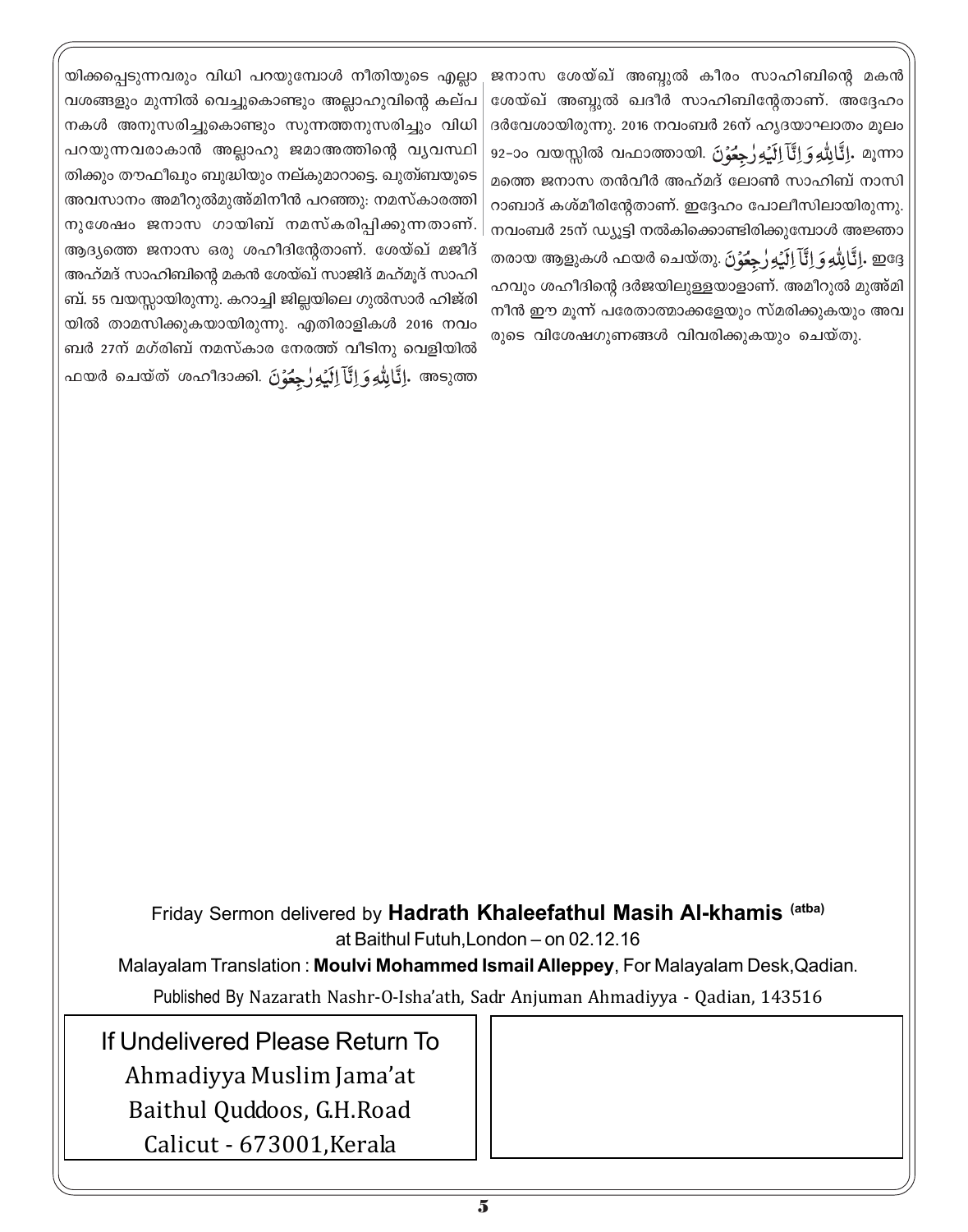യിക്കപ്പെടുന്നവരും വിധി പറയുമ്പോൾ നീതിയുടെ എല്ലാ വശങ്ങളും മുന്നിൽ വെച്ചുകൊണ്ടും അല്ലാഹുവിന്റെ കല്പനകൾ അനുസരിച്ചുകൊണ്ടും സുന്നത്തനുസരിച്ചും വിധി പറയുന്നവരാകാൻ അല്ലാഹു ജമാഅത്തിന്റെ വ്യവസ്ഥിതിക്കും തൗഫീഖും ബുദ്ധിയും നല്കുമാറാട്ടെ. ഖുത്ബയുടെ അവസാനം അമീറുൽമുഅ്മിനീൻ പറഞ്ഞു: നമസ്കാരത്തിനുശേഷം ജനാസ ഗായിബ് നമസ്കരിപ്പിക്കുന്നതാണ്. ആദ്യത്തെ ജനാസ ഒരു ശഹീദിന്റേതാണ്. ശേയ്ഖ് മജീദ് അഹ്മദ് സാഹിബിന്റെ മകൻ ശേയ്ഖ് സാജിദ് മഹ്മൂദ് സാഹിബ്. 55 വയസ്സായിരുന്നു. കറാച്ചി ജില്ലയിലെ ഗുൽസാർ ഹിജ്രിയിൽ താമസിക്കുകയായിരുന്നു. എതിരാളികൾ 2016 നവംബർ 27ന് മഗ്രിബ് നമസ്കാര നേരത്ത് വീടിനു വെളിയിൽ ഫയർ ചെയ്ത് ശഹീദാക്കി. اِنَّالِلّٰہِ وَ اِنَّاۤ اِلَیۡہِ رٰجِعُوۡنَ. അടുത്ത ജനാസ ശേയ്ഖ് അബ്ദുൽ കീരം സാഹിബിന്റെ മകൻ ശേയ്ഖ് അബ്ദുൽ ഖദീർ സാഹിബിന്റേതാണ്. അദ്ദേഹം ദർവേശായിരുന്നു. 2016 നവംബർ 26ന് ഹൃദയാഘാതം മൂലം 92-ാം വയസ്സിൽ വഫാത്തായി. اِنَّالِلّٰہِ وَ اِنَّاۤ اِلَیۡہِ رٰجِعُوۡنَ. മൂന്നാമത്തെ ജനാസ തൻവീർ അഹ്മദ് ലോൺ സാഹിബ് നാസിറാബാദ് കശ്മീരിന്റേതാണ്. ഇദ്ദേഹം പോലീസിലായിരുന്നു. നവംബർ 25ന് ഡ്യൂട്ടി നൽകിക്കൊണ്ടിരിക്കുമ്പോൾ അജ്ഞാതരായ ആളുകൾ ഫയർ ചെയ്തു. اِنَّالِلّٰہِ وَ اِنَّاۤ اِلَیۡہِ رٰجِعُوۡنَ. ഇദ്ദേഹവും ശഹീദിന്റെ ദർജയിലുള്ളയാളാണ്. അമീറുൽ മുഅ്മിനീൻ ഈ മൂന്ന് പരേതാത്മാക്കളേയും സ്മരിക്കുകയും അവരുടെ വിശേഷഗുണങ്ങൾ വിവരിക്കുകയും ചെയ്തു.

Friday Sermon delivered by **Hadrath Khaleefathul Masih Al-khamis (atba)**
at Baithul Futuh, London – on 02.12.16
Malayalam Translation : **Moulvi Mohammed Ismail Alleppey**, For Malayalam Desk, Qadian.
Published By Nazarath Nashr-O-Isha'ath, Sadr Anjuman Ahmadiyya - Qadian, 143516

If Undelivered Please Return To
Ahmadiyya Muslim Jama'at
Baithul Quddoos, G.H.Road
Calicut - 673001, Kerala